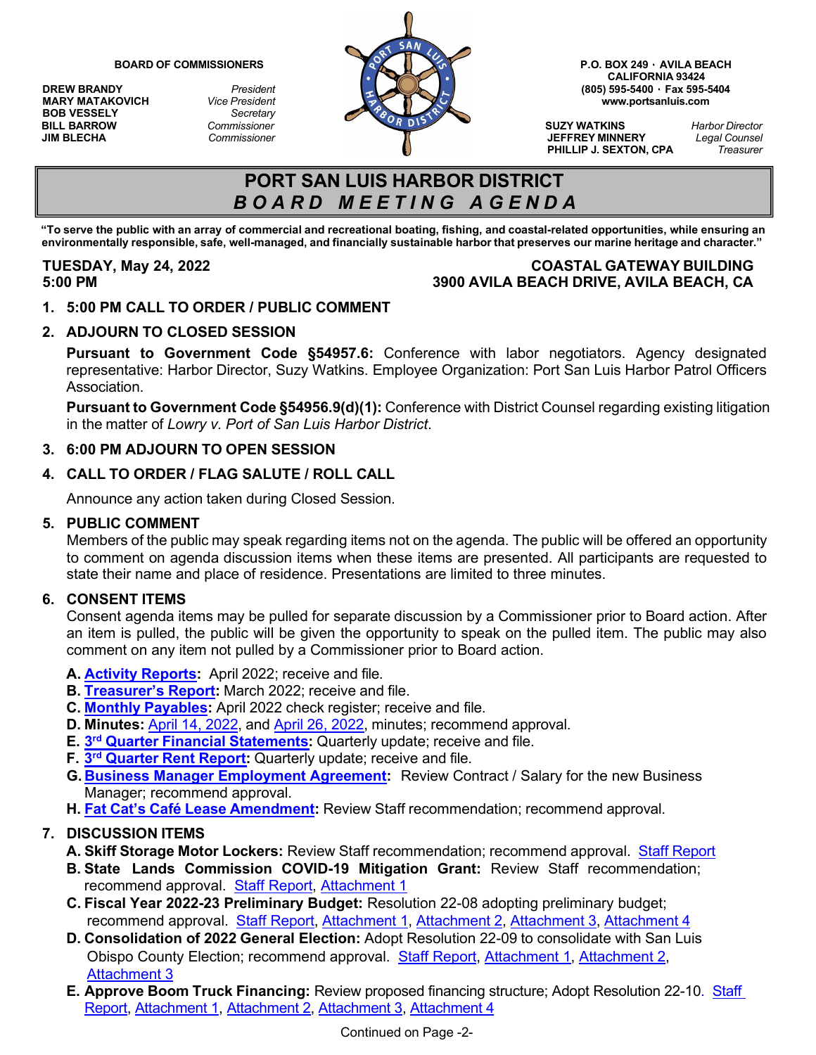**BOARD OF COMMISSIONERS**

| | |
|---|---|
| **DREW BRANDY** | *President* |
| **MARY MATAKOVICH** | *Vice President* |
| **BOB VESSELY** | *Secretary* |
| **BILL BARROW** | *Commissioner* |
| **JIM BLECHA** | *Commissioner* |

**P.O. BOX 249 · AVILA BEACH**
**CALIFORNIA 93424**
**(805) 595-5400 · Fax 595-5404**
**www.portsanluis.com**

| | |
|---|---|
| **SUZY WATKINS** | *Harbor Director* |
| **JEFFREY MINNERY** | *Legal Counsel* |
| **PHILLIP J. SEXTON, CPA** | *Treasurer* |

# PORT SAN LUIS HARBOR DISTRICT
## *BOARD MEETING AGENDA*

**"To serve the public with an array of commercial and recreational boating, fishing, and coastal-related opportunities, while ensuring an environmentally responsible, safe, well-managed, and financially sustainable harbor that preserves our marine heritage and character."**

**TUESDAY, May 24, 2022**
**5:00 PM**

**COASTAL GATEWAY BUILDING**
**3900 AVILA BEACH DRIVE, AVILA BEACH, CA**

1. **5:00 PM CALL TO ORDER / PUBLIC COMMENT**

2. **ADJOURN TO CLOSED SESSION**

   **Pursuant to Government Code §54957.6:** Conference with labor negotiators. Agency designated representative: Harbor Director, Suzy Watkins. Employee Organization: Port San Luis Harbor Patrol Officers Association.

   **Pursuant to Government Code §54956.9(d)(1):** Conference with District Counsel regarding existing litigation in the matter of *Lowry v. Port of San Luis Harbor District*.

3. **6:00 PM ADJOURN TO OPEN SESSION**

4. **CALL TO ORDER / FLAG SALUTE / ROLL CALL**

   Announce any action taken during Closed Session.

5. **PUBLIC COMMENT**
   Members of the public may speak regarding items not on the agenda. The public will be offered an opportunity to comment on agenda discussion items when these items are presented. All participants are requested to state their name and place of residence. Presentations are limited to three minutes.

6. **CONSENT ITEMS**
   Consent agenda items may be pulled for separate discussion by a Commissioner prior to Board action. After an item is pulled, the public will be given the opportunity to speak on the pulled item. The public may also comment on any item not pulled by a Commissioner prior to Board action.

   A. **Activity Reports:** April 2022; receive and file.
   B. **Treasurer's Report:** March 2022; receive and file.
   C. **Monthly Payables:** April 2022 check register; receive and file.
   D. **Minutes:** April 14, 2022, and April 26, 2022, minutes; recommend approval.
   E. **3rd Quarter Financial Statements:** Quarterly update; receive and file.
   F. **3rd Quarter Rent Report:** Quarterly update; receive and file.
   G. **Business Manager Employment Agreement:** Review Contract / Salary for the new Business Manager; recommend approval.
   H. **Fat Cat's Café Lease Amendment:** Review Staff recommendation; recommend approval.

7. **DISCUSSION ITEMS**
   A. **Skiff Storage Motor Lockers:** Review Staff recommendation; recommend approval. Staff Report
   B. **State Lands Commission COVID-19 Mitigation Grant:** Review Staff recommendation; recommend approval. Staff Report, Attachment 1
   C. **Fiscal Year 2022-23 Preliminary Budget:** Resolution 22-08 adopting preliminary budget; recommend approval. Staff Report, Attachment 1, Attachment 2, Attachment 3, Attachment 4
   D. **Consolidation of 2022 General Election:** Adopt Resolution 22-09 to consolidate with San Luis Obispo County Election; recommend approval. Staff Report, Attachment 1, Attachment 2, Attachment 3
   E. **Approve Boom Truck Financing:** Review proposed financing structure; Adopt Resolution 22-10. Staff Report, Attachment 1, Attachment 2, Attachment 3, Attachment 4

Continued on Page -2-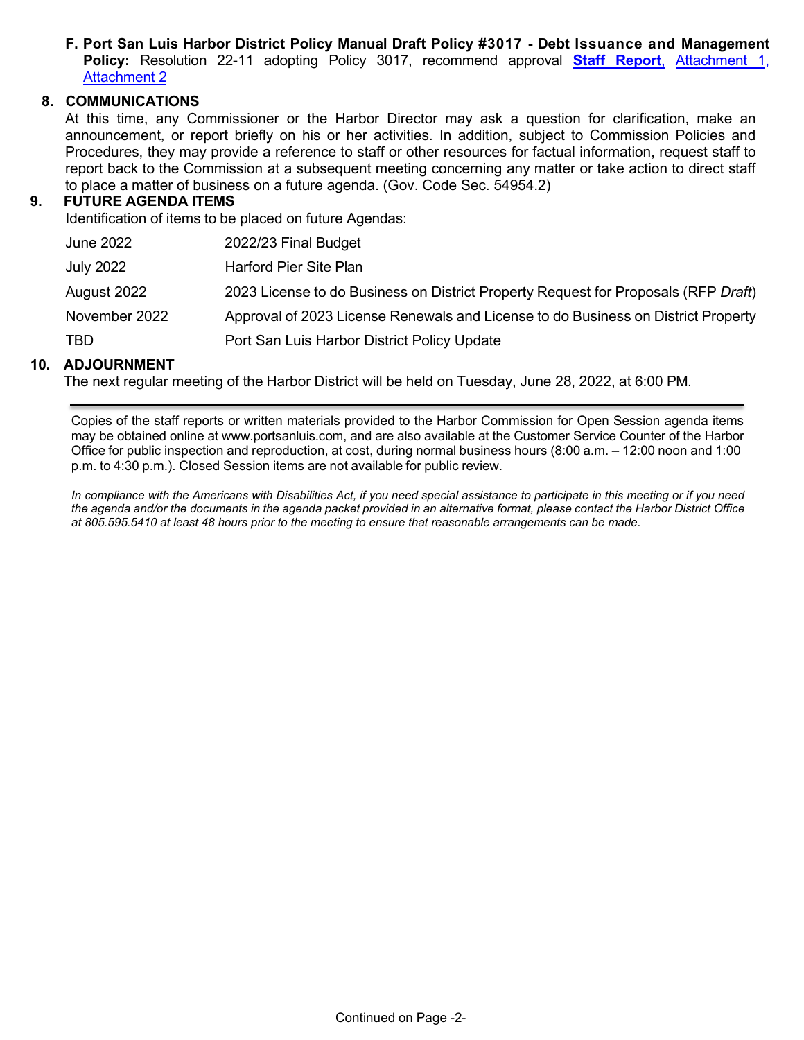**F. Port San Luis Harbor District Policy Manual Draft Policy #3017 - Debt Issuance and Management Policy:** Resolution 22-11 adopting Policy 3017, recommend approval **Staff Report**, Attachment 1, Attachment 2

## 8. COMMUNICATIONS

At this time, any Commissioner or the Harbor Director may ask a question for clarification, make an announcement, or report briefly on his or her activities. In addition, subject to Commission Policies and Procedures, they may provide a reference to staff or other resources for factual information, request staff to report back to the Commission at a subsequent meeting concerning any matter or take action to direct staff to place a matter of business on a future agenda. (Gov. Code Sec. 54954.2)

## 9. FUTURE AGENDA ITEMS

Identification of items to be placed on future Agendas:

| | |
|---|---|
| June 2022 | 2022/23 Final Budget |
| July 2022 | Harford Pier Site Plan |
| August 2022 | 2023 License to do Business on District Property Request for Proposals (RFP *Draft*) |
| November 2022 | Approval of 2023 License Renewals and License to do Business on District Property |
| TBD | Port San Luis Harbor District Policy Update |

## 10. ADJOURNMENT

The next regular meeting of the Harbor District will be held on Tuesday, June 28, 2022, at 6:00 PM.

---

Copies of the staff reports or written materials provided to the Harbor Commission for Open Session agenda items may be obtained online at www.portsanluis.com, and are also available at the Customer Service Counter of the Harbor Office for public inspection and reproduction, at cost, during normal business hours (8:00 a.m. – 12:00 noon and 1:00 p.m. to 4:30 p.m.). Closed Session items are not available for public review.

*In compliance with the Americans with Disabilities Act, if you need special assistance to participate in this meeting or if you need the agenda and/or the documents in the agenda packet provided in an alternative format, please contact the Harbor District Office at 805.595.5410 at least 48 hours prior to the meeting to ensure that reasonable arrangements can be made.*

Continued on Page -2-